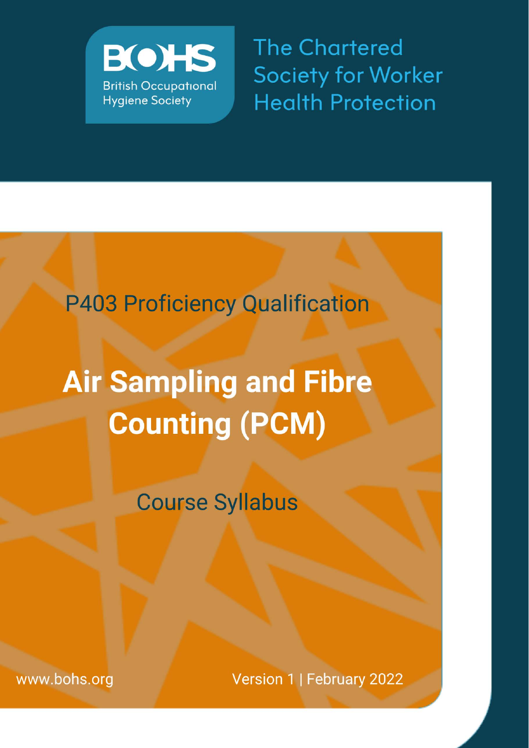BOHS

British Occupational Hygiene Society

The Chartered Society for Worker Health Protection

P403 Proficiency Qualification

# Air Sampling and Fibre Counting (PCM)

## Course Syllabus

www.bohs.org

Version 1 | February 2022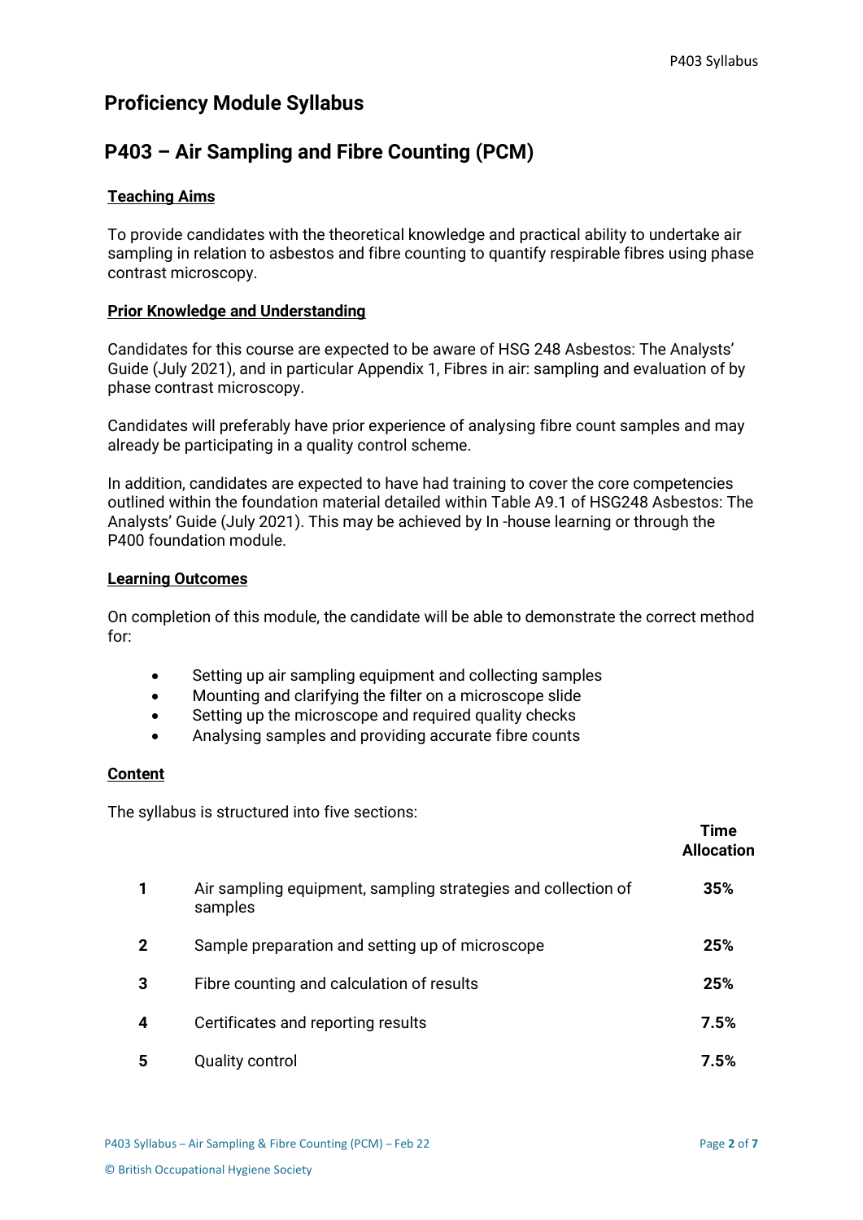# Proficiency Module Syllabus

## P403 – Air Sampling and Fibre Counting (PCM)

### Teaching Aims

To provide candidates with the theoretical knowledge and practical ability to undertake air sampling in relation to asbestos and fibre counting to quantify respirable fibres using phase contrast microscopy.

### Prior Knowledge and Understanding

Candidates for this course are expected to be aware of HSG 248 Asbestos: The Analysts' Guide (July 2021), and in particular Appendix 1, Fibres in air: sampling and evaluation of by phase contrast microscopy.

Candidates will preferably have prior experience of analysing fibre count samples and may already be participating in a quality control scheme.

In addition, candidates are expected to have had training to cover the core competencies outlined within the foundation material detailed within Table A9.1 of HSG248 Asbestos: The Analysts' Guide (July 2021). This may be achieved by In -house learning or through the P400 foundation module.

### Learning Outcomes

On completion of this module, the candidate will be able to demonstrate the correct method for:

- Setting up air sampling equipment and collecting samples
- Mounting and clarifying the filter on a microscope slide
- Setting up the microscope and required quality checks
- Analysing samples and providing accurate fibre counts

### Content

The syllabus is structured into five sections:

| | | Time Allocation |
|---|---|---|
| 1 | Air sampling equipment, sampling strategies and collection of samples | 35% |
| 2 | Sample preparation and setting up of microscope | 25% |
| 3 | Fibre counting and calculation of results | 25% |
| 4 | Certificates and reporting results | 7.5% |
| 5 | Quality control | 7.5% |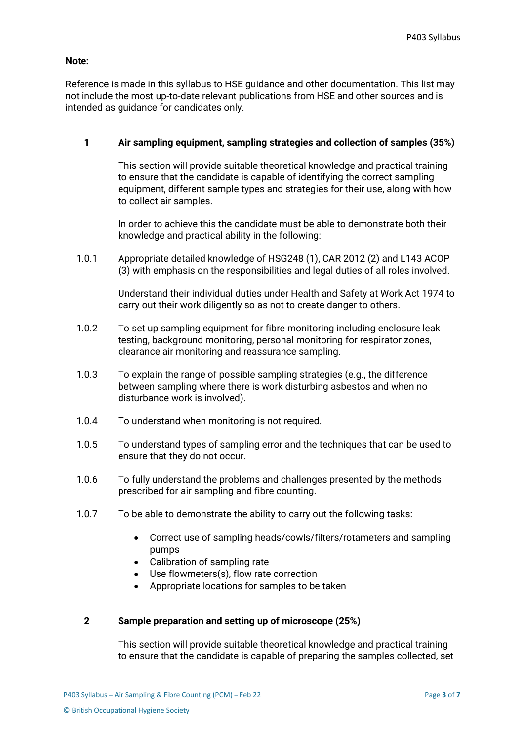**Note:**

Reference is made in this syllabus to HSE guidance and other documentation. This list may not include the most up-to-date relevant publications from HSE and other sources and is intended as guidance for candidates only.

## 1 Air sampling equipment, sampling strategies and collection of samples (35%)

This section will provide suitable theoretical knowledge and practical training to ensure that the candidate is capable of identifying the correct sampling equipment, different sample types and strategies for their use, along with how to collect air samples.

In order to achieve this the candidate must be able to demonstrate both their knowledge and practical ability in the following:

1.0.1 Appropriate detailed knowledge of HSG248 (1), CAR 2012 (2) and L143 ACOP (3) with emphasis on the responsibilities and legal duties of all roles involved.

Understand their individual duties under Health and Safety at Work Act 1974 to carry out their work diligently so as not to create danger to others.

1.0.2 To set up sampling equipment for fibre monitoring including enclosure leak testing, background monitoring, personal monitoring for respirator zones, clearance air monitoring and reassurance sampling.

1.0.3 To explain the range of possible sampling strategies (e.g., the difference between sampling where there is work disturbing asbestos and when no disturbance work is involved).

1.0.4 To understand when monitoring is not required.

1.0.5 To understand types of sampling error and the techniques that can be used to ensure that they do not occur.

1.0.6 To fully understand the problems and challenges presented by the methods prescribed for air sampling and fibre counting.

1.0.7 To be able to demonstrate the ability to carry out the following tasks:

- Correct use of sampling heads/cowls/filters/rotameters and sampling pumps
- Calibration of sampling rate
- Use flowmeters(s), flow rate correction
- Appropriate locations for samples to be taken

## 2 Sample preparation and setting up of microscope (25%)

This section will provide suitable theoretical knowledge and practical training to ensure that the candidate is capable of preparing the samples collected, set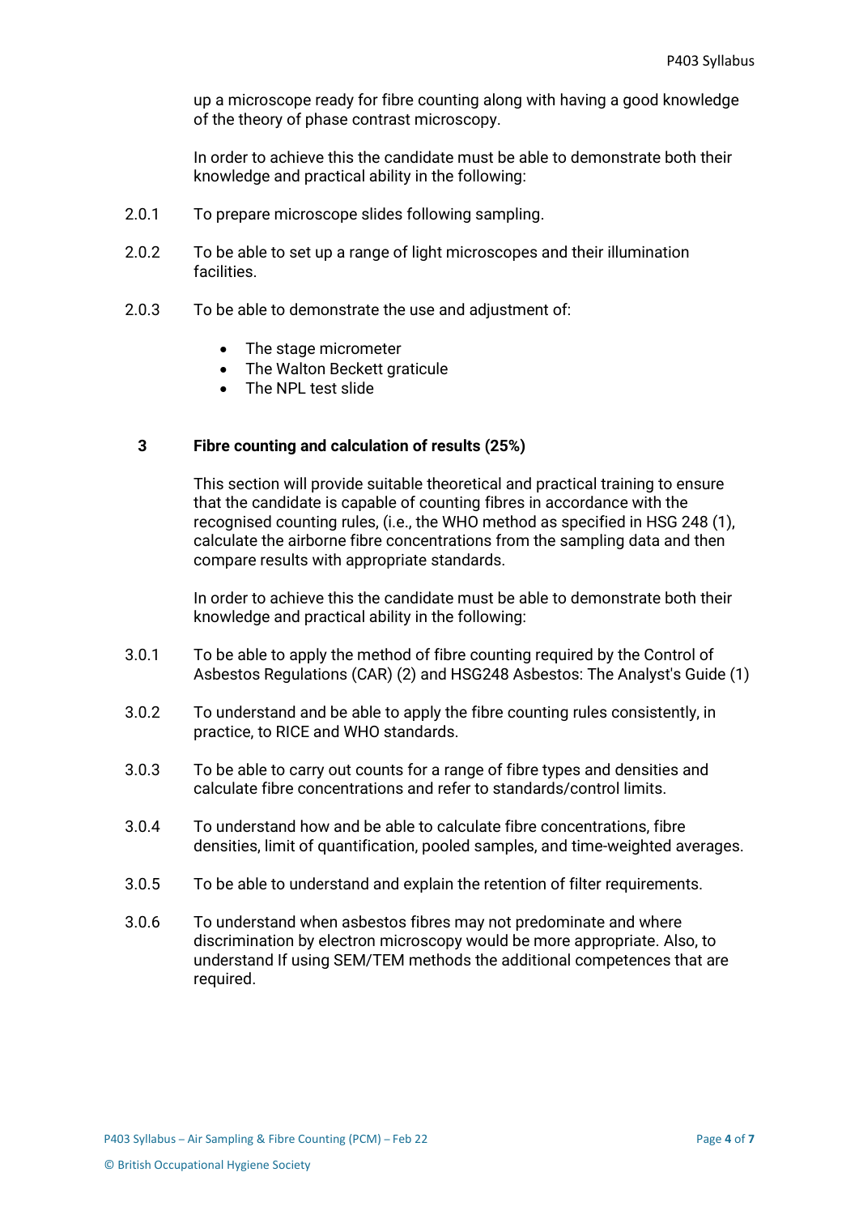up a microscope ready for fibre counting along with having a good knowledge of the theory of phase contrast microscopy.

In order to achieve this the candidate must be able to demonstrate both their knowledge and practical ability in the following:

2.0.1 To prepare microscope slides following sampling.

2.0.2 To be able to set up a range of light microscopes and their illumination facilities.

2.0.3 To be able to demonstrate the use and adjustment of:

- The stage micrometer
- The Walton Beckett graticule
- The NPL test slide

## 3 Fibre counting and calculation of results (25%)

This section will provide suitable theoretical and practical training to ensure that the candidate is capable of counting fibres in accordance with the recognised counting rules, (i.e., the WHO method as specified in HSG 248 (1), calculate the airborne fibre concentrations from the sampling data and then compare results with appropriate standards.

In order to achieve this the candidate must be able to demonstrate both their knowledge and practical ability in the following:

3.0.1 To be able to apply the method of fibre counting required by the Control of Asbestos Regulations (CAR) (2) and HSG248 Asbestos: The Analyst's Guide (1)

3.0.2 To understand and be able to apply the fibre counting rules consistently, in practice, to RICE and WHO standards.

3.0.3 To be able to carry out counts for a range of fibre types and densities and calculate fibre concentrations and refer to standards/control limits.

3.0.4 To understand how and be able to calculate fibre concentrations, fibre densities, limit of quantification, pooled samples, and time-weighted averages.

3.0.5 To be able to understand and explain the retention of filter requirements.

3.0.6 To understand when asbestos fibres may not predominate and where discrimination by electron microscopy would be more appropriate. Also, to understand If using SEM/TEM methods the additional competences that are required.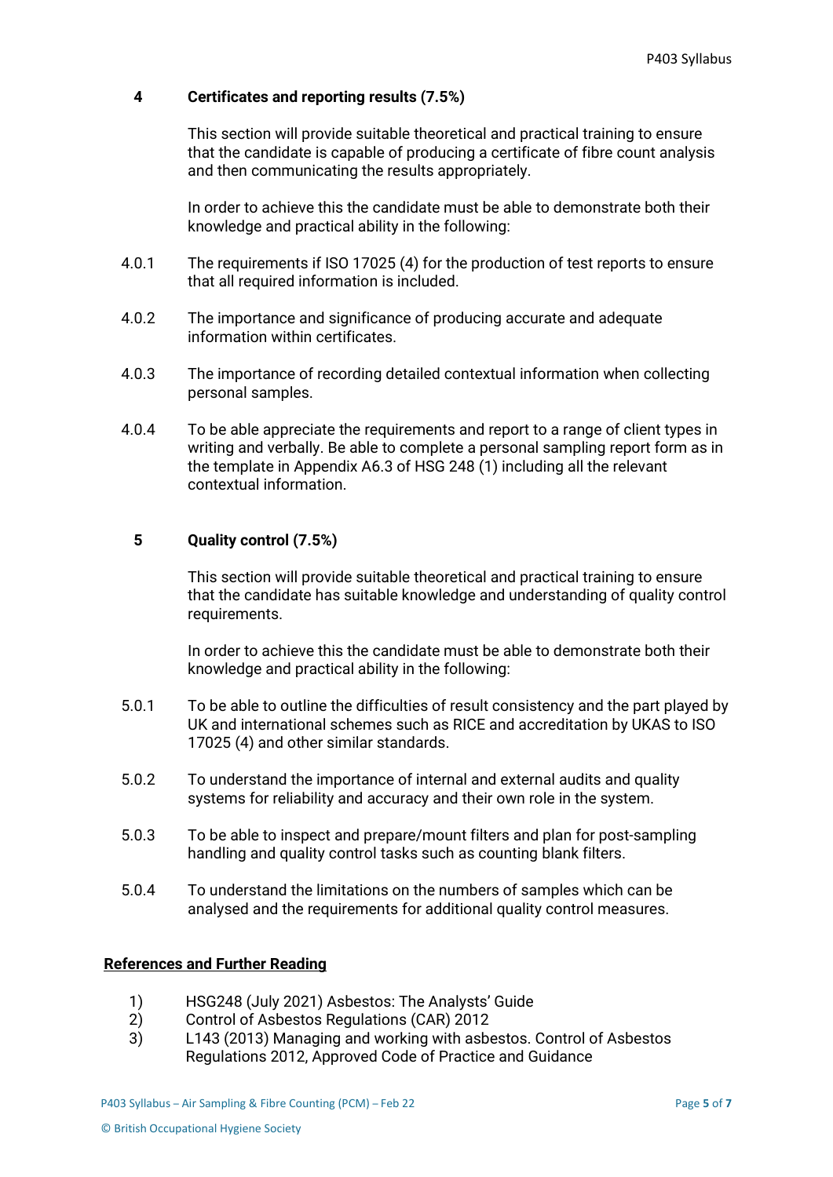## 4 Certificates and reporting results (7.5%)

This section will provide suitable theoretical and practical training to ensure that the candidate is capable of producing a certificate of fibre count analysis and then communicating the results appropriately.

In order to achieve this the candidate must be able to demonstrate both their knowledge and practical ability in the following:

4.0.1 The requirements if ISO 17025 (4) for the production of test reports to ensure that all required information is included.

4.0.2 The importance and significance of producing accurate and adequate information within certificates.

4.0.3 The importance of recording detailed contextual information when collecting personal samples.

4.0.4 To be able appreciate the requirements and report to a range of client types in writing and verbally. Be able to complete a personal sampling report form as in the template in Appendix A6.3 of HSG 248 (1) including all the relevant contextual information.

## 5 Quality control (7.5%)

This section will provide suitable theoretical and practical training to ensure that the candidate has suitable knowledge and understanding of quality control requirements.

In order to achieve this the candidate must be able to demonstrate both their knowledge and practical ability in the following:

5.0.1 To be able to outline the difficulties of result consistency and the part played by UK and international schemes such as RICE and accreditation by UKAS to ISO 17025 (4) and other similar standards.

5.0.2 To understand the importance of internal and external audits and quality systems for reliability and accuracy and their own role in the system.

5.0.3 To be able to inspect and prepare/mount filters and plan for post-sampling handling and quality control tasks such as counting blank filters.

5.0.4 To understand the limitations on the numbers of samples which can be analysed and the requirements for additional quality control measures.

## References and Further Reading

1) HSG248 (July 2021) Asbestos: The Analysts' Guide
2) Control of Asbestos Regulations (CAR) 2012
3) L143 (2013) Managing and working with asbestos. Control of Asbestos Regulations 2012, Approved Code of Practice and Guidance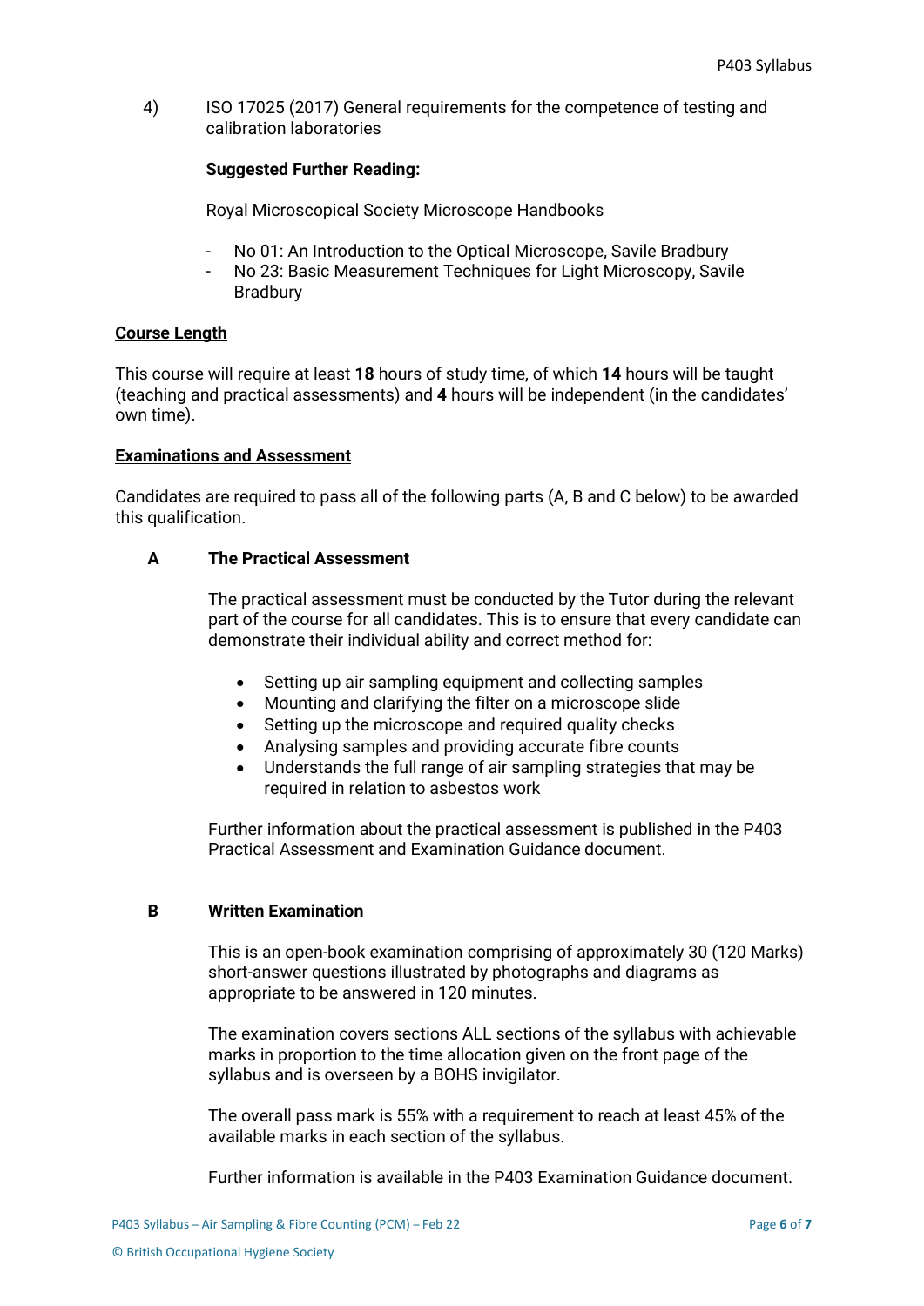4) ISO 17025 (2017) General requirements for the competence of testing and calibration laboratories

**Suggested Further Reading:**

Royal Microscopical Society Microscope Handbooks

- No 01: An Introduction to the Optical Microscope, Savile Bradbury
- No 23: Basic Measurement Techniques for Light Microscopy, Savile Bradbury

**Course Length**

This course will require at least **18** hours of study time, of which **14** hours will be taught (teaching and practical assessments) and **4** hours will be independent (in the candidates' own time).

**Examinations and Assessment**

Candidates are required to pass all of the following parts (A, B and C below) to be awarded this qualification.

**A The Practical Assessment**

The practical assessment must be conducted by the Tutor during the relevant part of the course for all candidates. This is to ensure that every candidate can demonstrate their individual ability and correct method for:

- Setting up air sampling equipment and collecting samples
- Mounting and clarifying the filter on a microscope slide
- Setting up the microscope and required quality checks
- Analysing samples and providing accurate fibre counts
- Understands the full range of air sampling strategies that may be required in relation to asbestos work

Further information about the practical assessment is published in the P403 Practical Assessment and Examination Guidance document.

**B Written Examination**

This is an open-book examination comprising of approximately 30 (120 Marks) short-answer questions illustrated by photographs and diagrams as appropriate to be answered in 120 minutes.

The examination covers sections ALL sections of the syllabus with achievable marks in proportion to the time allocation given on the front page of the syllabus and is overseen by a BOHS invigilator.

The overall pass mark is 55% with a requirement to reach at least 45% of the available marks in each section of the syllabus.

Further information is available in the P403 Examination Guidance document.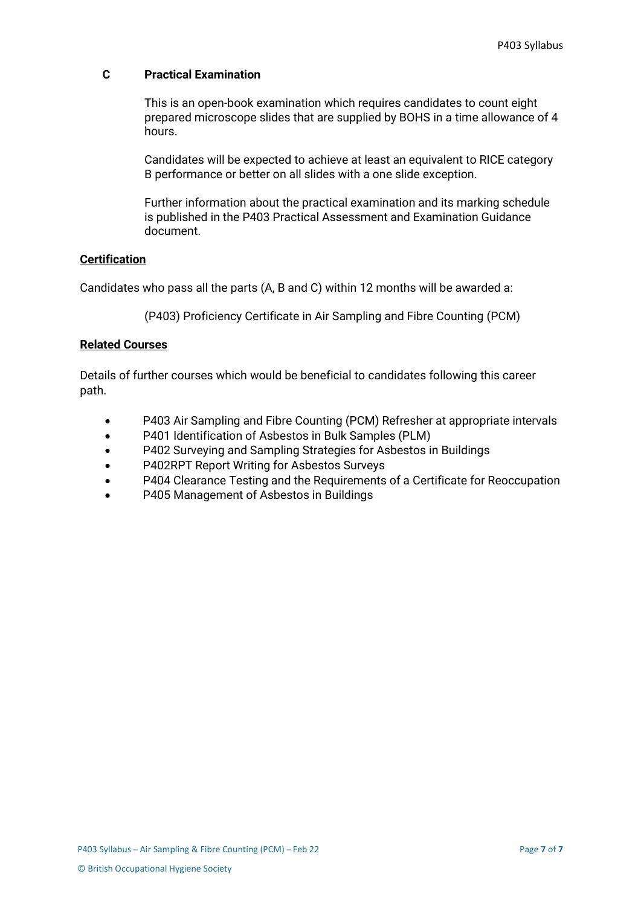### C Practical Examination

This is an open-book examination which requires candidates to count eight prepared microscope slides that are supplied by BOHS in a time allowance of 4 hours.

Candidates will be expected to achieve at least an equivalent to RICE category B performance or better on all slides with a one slide exception.

Further information about the practical examination and its marking schedule is published in the P403 Practical Assessment and Examination Guidance document.

## Certification

Candidates who pass all the parts (A, B and C) within 12 months will be awarded a:

(P403) Proficiency Certificate in Air Sampling and Fibre Counting (PCM)

## Related Courses

Details of further courses which would be beneficial to candidates following this career path.

- P403 Air Sampling and Fibre Counting (PCM) Refresher at appropriate intervals
- P401 Identification of Asbestos in Bulk Samples (PLM)
- P402 Surveying and Sampling Strategies for Asbestos in Buildings
- P402RPT Report Writing for Asbestos Surveys
- P404 Clearance Testing and the Requirements of a Certificate for Reoccupation
- P405 Management of Asbestos in Buildings